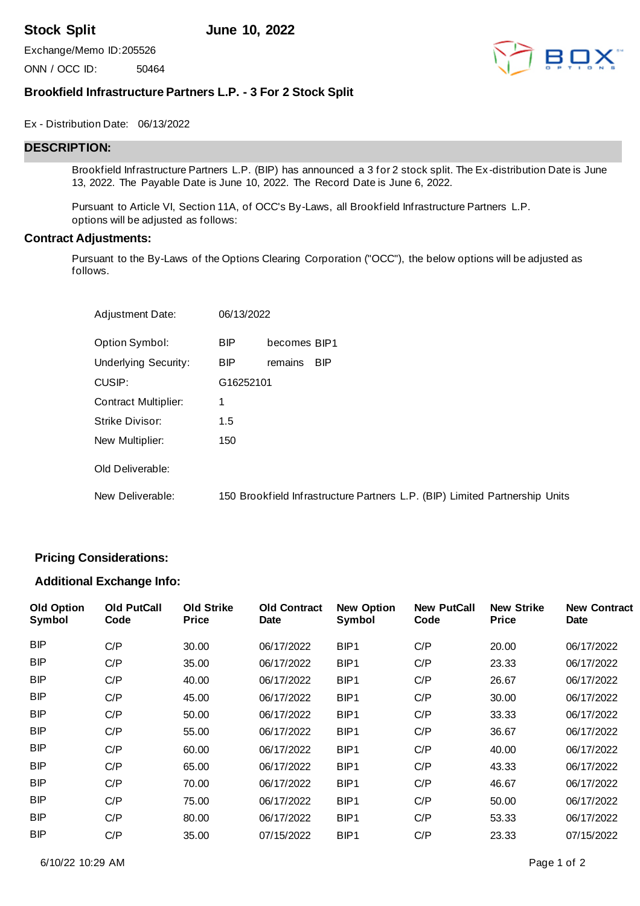# Stock Split

**June 10, 2022**

Exchange/Memo ID: 205526

ONN / OCC ID: 50464

## Brookfield Infrastructure Partners L.P. - 3 For 2 Stock Split

Ex - Distribution Date: 06/13/2022

## DESCRIPTION:

Brookfield Infrastructure Partners L.P. (BIP) has announced a 3 for 2 stock split. The Ex-distribution Date is June 13, 2022. The Payable Date is June 10, 2022. The Record Date is June 6, 2022.

Pursuant to Article VI, Section 11A, of OCC's By-Laws, all Brookfield Infrastructure Partners L.P. options will be adjusted as follows:

## Contract Adjustments:

Pursuant to the By-Laws of the Options Clearing Corporation ("OCC"), the below options will be adjusted as follows.

Adjustment Date: 06/13/2022

Option Symbol: BIP becomes BIP1

Underlying Security: BIP remains BIP

CUSIP: G16252101

Contract Multiplier: 1

Strike Divisor: 1.5

New Multiplier: 150

Old Deliverable:

New Deliverable: 150 Brookfield Infrastructure Partners L.P. (BIP) Limited Partnership Units

## Pricing Considerations:

## Additional Exchange Info:

| Old Option Symbol | Old PutCall Code | Old Strike Price | Old Contract Date | New Option Symbol | New PutCall Code | New Strike Price | New Contract Date |
|---|---|---|---|---|---|---|---|
| BIP | C/P | 30.00 | 06/17/2022 | BIP1 | C/P | 20.00 | 06/17/2022 |
| BIP | C/P | 35.00 | 06/17/2022 | BIP1 | C/P | 23.33 | 06/17/2022 |
| BIP | C/P | 40.00 | 06/17/2022 | BIP1 | C/P | 26.67 | 06/17/2022 |
| BIP | C/P | 45.00 | 06/17/2022 | BIP1 | C/P | 30.00 | 06/17/2022 |
| BIP | C/P | 50.00 | 06/17/2022 | BIP1 | C/P | 33.33 | 06/17/2022 |
| BIP | C/P | 55.00 | 06/17/2022 | BIP1 | C/P | 36.67 | 06/17/2022 |
| BIP | C/P | 60.00 | 06/17/2022 | BIP1 | C/P | 40.00 | 06/17/2022 |
| BIP | C/P | 65.00 | 06/17/2022 | BIP1 | C/P | 43.33 | 06/17/2022 |
| BIP | C/P | 70.00 | 06/17/2022 | BIP1 | C/P | 46.67 | 06/17/2022 |
| BIP | C/P | 75.00 | 06/17/2022 | BIP1 | C/P | 50.00 | 06/17/2022 |
| BIP | C/P | 80.00 | 06/17/2022 | BIP1 | C/P | 53.33 | 06/17/2022 |
| BIP | C/P | 35.00 | 07/15/2022 | BIP1 | C/P | 23.33 | 07/15/2022 |

6/10/22 10:29 AM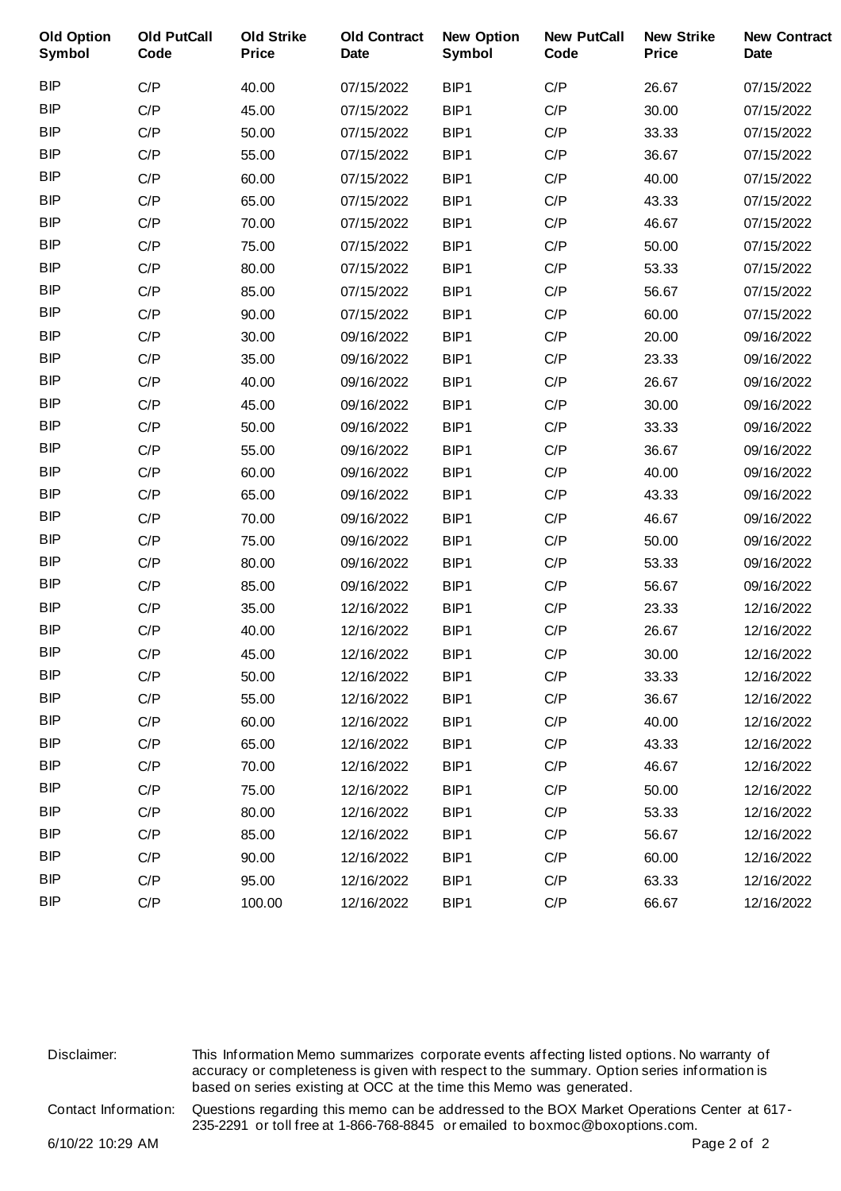| Old Option Symbol | Old PutCall Code | Old Strike Price | Old Contract Date | New Option Symbol | New PutCall Code | New Strike Price | New Contract Date |
|---|---|---|---|---|---|---|---|
| BIP | C/P | 40.00 | 07/15/2022 | BIP1 | C/P | 26.67 | 07/15/2022 |
| BIP | C/P | 45.00 | 07/15/2022 | BIP1 | C/P | 30.00 | 07/15/2022 |
| BIP | C/P | 50.00 | 07/15/2022 | BIP1 | C/P | 33.33 | 07/15/2022 |
| BIP | C/P | 55.00 | 07/15/2022 | BIP1 | C/P | 36.67 | 07/15/2022 |
| BIP | C/P | 60.00 | 07/15/2022 | BIP1 | C/P | 40.00 | 07/15/2022 |
| BIP | C/P | 65.00 | 07/15/2022 | BIP1 | C/P | 43.33 | 07/15/2022 |
| BIP | C/P | 70.00 | 07/15/2022 | BIP1 | C/P | 46.67 | 07/15/2022 |
| BIP | C/P | 75.00 | 07/15/2022 | BIP1 | C/P | 50.00 | 07/15/2022 |
| BIP | C/P | 80.00 | 07/15/2022 | BIP1 | C/P | 53.33 | 07/15/2022 |
| BIP | C/P | 85.00 | 07/15/2022 | BIP1 | C/P | 56.67 | 07/15/2022 |
| BIP | C/P | 90.00 | 07/15/2022 | BIP1 | C/P | 60.00 | 07/15/2022 |
| BIP | C/P | 30.00 | 09/16/2022 | BIP1 | C/P | 20.00 | 09/16/2022 |
| BIP | C/P | 35.00 | 09/16/2022 | BIP1 | C/P | 23.33 | 09/16/2022 |
| BIP | C/P | 40.00 | 09/16/2022 | BIP1 | C/P | 26.67 | 09/16/2022 |
| BIP | C/P | 45.00 | 09/16/2022 | BIP1 | C/P | 30.00 | 09/16/2022 |
| BIP | C/P | 50.00 | 09/16/2022 | BIP1 | C/P | 33.33 | 09/16/2022 |
| BIP | C/P | 55.00 | 09/16/2022 | BIP1 | C/P | 36.67 | 09/16/2022 |
| BIP | C/P | 60.00 | 09/16/2022 | BIP1 | C/P | 40.00 | 09/16/2022 |
| BIP | C/P | 65.00 | 09/16/2022 | BIP1 | C/P | 43.33 | 09/16/2022 |
| BIP | C/P | 70.00 | 09/16/2022 | BIP1 | C/P | 46.67 | 09/16/2022 |
| BIP | C/P | 75.00 | 09/16/2022 | BIP1 | C/P | 50.00 | 09/16/2022 |
| BIP | C/P | 80.00 | 09/16/2022 | BIP1 | C/P | 53.33 | 09/16/2022 |
| BIP | C/P | 85.00 | 09/16/2022 | BIP1 | C/P | 56.67 | 09/16/2022 |
| BIP | C/P | 35.00 | 12/16/2022 | BIP1 | C/P | 23.33 | 12/16/2022 |
| BIP | C/P | 40.00 | 12/16/2022 | BIP1 | C/P | 26.67 | 12/16/2022 |
| BIP | C/P | 45.00 | 12/16/2022 | BIP1 | C/P | 30.00 | 12/16/2022 |
| BIP | C/P | 50.00 | 12/16/2022 | BIP1 | C/P | 33.33 | 12/16/2022 |
| BIP | C/P | 55.00 | 12/16/2022 | BIP1 | C/P | 36.67 | 12/16/2022 |
| BIP | C/P | 60.00 | 12/16/2022 | BIP1 | C/P | 40.00 | 12/16/2022 |
| BIP | C/P | 65.00 | 12/16/2022 | BIP1 | C/P | 43.33 | 12/16/2022 |
| BIP | C/P | 70.00 | 12/16/2022 | BIP1 | C/P | 46.67 | 12/16/2022 |
| BIP | C/P | 75.00 | 12/16/2022 | BIP1 | C/P | 50.00 | 12/16/2022 |
| BIP | C/P | 80.00 | 12/16/2022 | BIP1 | C/P | 53.33 | 12/16/2022 |
| BIP | C/P | 85.00 | 12/16/2022 | BIP1 | C/P | 56.67 | 12/16/2022 |
| BIP | C/P | 90.00 | 12/16/2022 | BIP1 | C/P | 60.00 | 12/16/2022 |
| BIP | C/P | 95.00 | 12/16/2022 | BIP1 | C/P | 63.33 | 12/16/2022 |
| BIP | C/P | 100.00 | 12/16/2022 | BIP1 | C/P | 66.67 | 12/16/2022 |

Disclaimer: This Information Memo summarizes corporate events affecting listed options. No warranty of accuracy or completeness is given with respect to the summary. Option series information is based on series existing at OCC at the time this Memo was generated.

Contact Information: Questions regarding this memo can be addressed to the BOX Market Operations Center at 617-235-2291 or toll free at 1-866-768-8845 or emailed to boxmoc@boxoptions.com.

6/10/22 10:29 AM